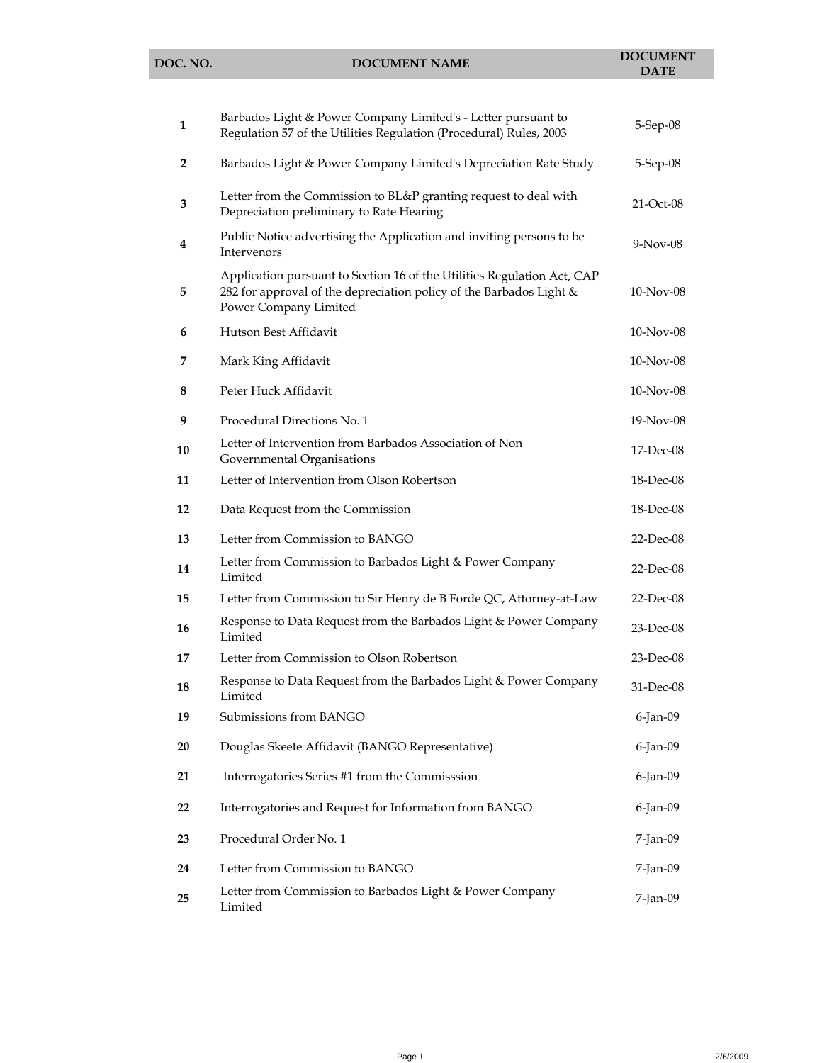| DOC. NO. | DOCUMENT NAME | DOCUMENT DATE |
| --- | --- | --- |
| 1 | Barbados Light & Power Company Limited's - Letter pursuant to Regulation 57 of the Utilities Regulation (Procedural) Rules, 2003 | 5-Sep-08 |
| 2 | Barbados Light & Power Company Limited's Depreciation Rate Study | 5-Sep-08 |
| 3 | Letter from the Commission to BL&P granting request to deal with Depreciation preliminary to Rate Hearing | 21-Oct-08 |
| 4 | Public Notice advertising the Application and inviting persons to be Intervenors | 9-Nov-08 |
| 5 | Application pursuant to Section 16 of the Utilities Regulation Act, CAP 282 for approval of the depreciation policy of the Barbados Light & Power Company Limited | 10-Nov-08 |
| 6 | Hutson Best Affidavit | 10-Nov-08 |
| 7 | Mark King Affidavit | 10-Nov-08 |
| 8 | Peter Huck Affidavit | 10-Nov-08 |
| 9 | Procedural Directions No. 1 | 19-Nov-08 |
| 10 | Letter of Intervention from Barbados Association of Non Governmental Organisations | 17-Dec-08 |
| 11 | Letter of Intervention from Olson Robertson | 18-Dec-08 |
| 12 | Data Request from the Commission | 18-Dec-08 |
| 13 | Letter from Commission to BANGO | 22-Dec-08 |
| 14 | Letter from Commission to Barbados Light & Power Company Limited | 22-Dec-08 |
| 15 | Letter from Commission to Sir Henry de B Forde QC, Attorney-at-Law | 22-Dec-08 |
| 16 | Response to Data Request from the Barbados Light & Power Company Limited | 23-Dec-08 |
| 17 | Letter from Commission to Olson Robertson | 23-Dec-08 |
| 18 | Response to Data Request from the Barbados Light & Power Company Limited | 31-Dec-08 |
| 19 | Submissions from BANGO | 6-Jan-09 |
| 20 | Douglas Skeete Affidavit (BANGO Representative) | 6-Jan-09 |
| 21 | Interrogatories Series #1 from the Commisssion | 6-Jan-09 |
| 22 | Interrogatories and Request for Information from BANGO | 6-Jan-09 |
| 23 | Procedural Order No. 1 | 7-Jan-09 |
| 24 | Letter from Commission to BANGO | 7-Jan-09 |
| 25 | Letter from Commission to Barbados Light & Power Company Limited | 7-Jan-09 |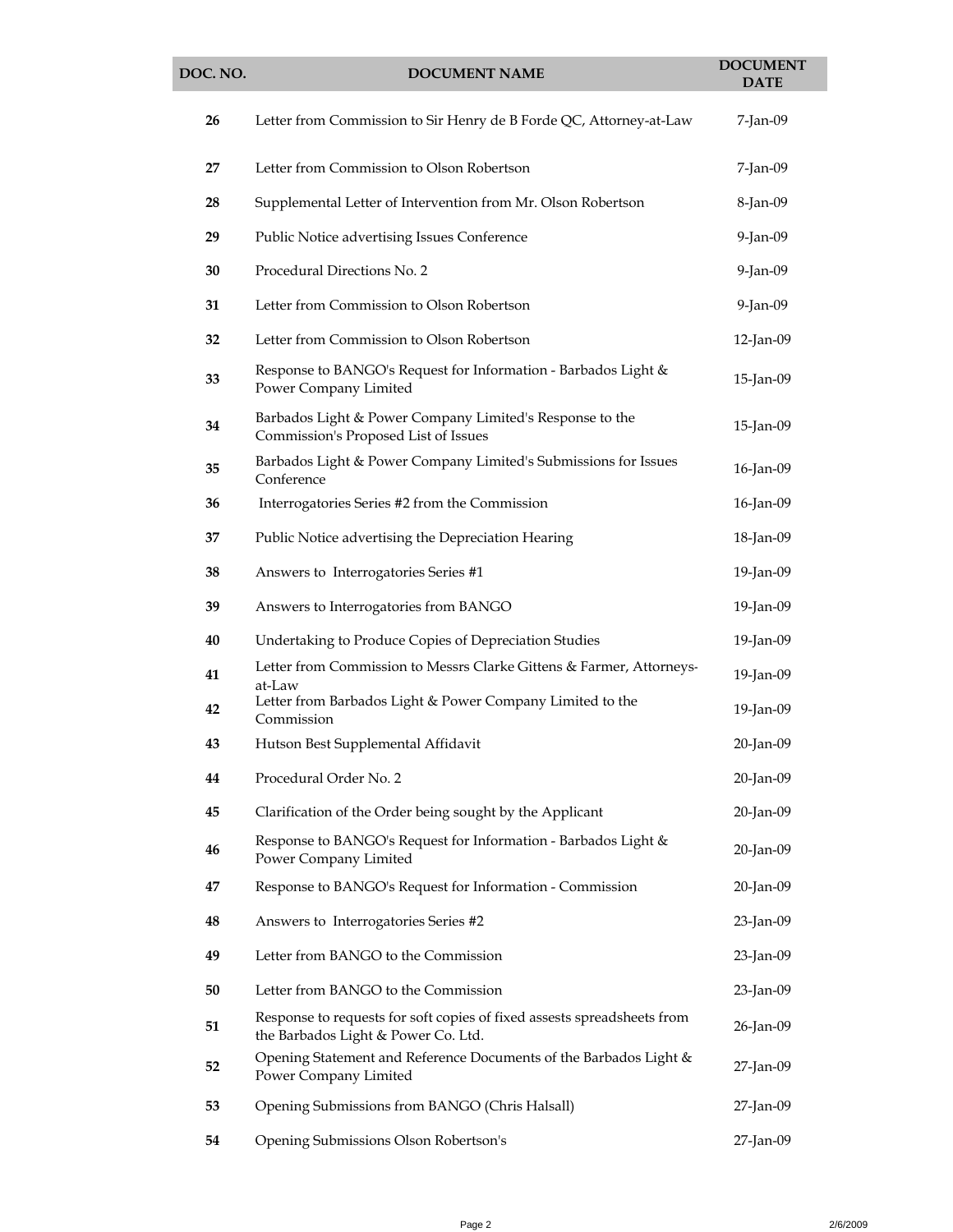| DOC. NO. | DOCUMENT NAME | DOCUMENT DATE |
|---|---|---|
| 26 | Letter from Commission to Sir Henry de B Forde QC, Attorney-at-Law | 7-Jan-09 |
| 27 | Letter from Commission to Olson Robertson | 7-Jan-09 |
| 28 | Supplemental Letter of Intervention from Mr. Olson Robertson | 8-Jan-09 |
| 29 | Public Notice advertising Issues Conference | 9-Jan-09 |
| 30 | Procedural Directions No. 2 | 9-Jan-09 |
| 31 | Letter from Commission to Olson Robertson | 9-Jan-09 |
| 32 | Letter from Commission to Olson Robertson | 12-Jan-09 |
| 33 | Response to BANGO's Request for Information - Barbados Light & Power Company Limited | 15-Jan-09 |
| 34 | Barbados Light & Power Company Limited's Response to the Commission's Proposed List of Issues | 15-Jan-09 |
| 35 | Barbados Light & Power Company Limited's Submissions for Issues Conference | 16-Jan-09 |
| 36 | Interrogatories Series #2 from the Commission | 16-Jan-09 |
| 37 | Public Notice advertising the Depreciation Hearing | 18-Jan-09 |
| 38 | Answers to Interrogatories Series #1 | 19-Jan-09 |
| 39 | Answers to Interrogatories from BANGO | 19-Jan-09 |
| 40 | Undertaking to Produce Copies of Depreciation Studies | 19-Jan-09 |
| 41 | Letter from Commission to Messrs Clarke Gittens & Farmer, Attorneys-at-Law | 19-Jan-09 |
| 42 | Letter from Barbados Light & Power Company Limited to the Commission | 19-Jan-09 |
| 43 | Hutson Best Supplemental Affidavit | 20-Jan-09 |
| 44 | Procedural Order No. 2 | 20-Jan-09 |
| 45 | Clarification of the Order being sought by the Applicant | 20-Jan-09 |
| 46 | Response to BANGO's Request for Information - Barbados Light & Power Company Limited | 20-Jan-09 |
| 47 | Response to BANGO's Request for Information - Commission | 20-Jan-09 |
| 48 | Answers to Interrogatories Series #2 | 23-Jan-09 |
| 49 | Letter from BANGO to the Commission | 23-Jan-09 |
| 50 | Letter from BANGO to the Commission | 23-Jan-09 |
| 51 | Response to requests for soft copies of fixed assests spreadsheets from the Barbados Light & Power Co. Ltd. | 26-Jan-09 |
| 52 | Opening Statement and Reference Documents of the Barbados Light & Power Company Limited | 27-Jan-09 |
| 53 | Opening Submissions from BANGO (Chris Halsall) | 27-Jan-09 |
| 54 | Opening Submissions Olson Robertson's | 27-Jan-09 |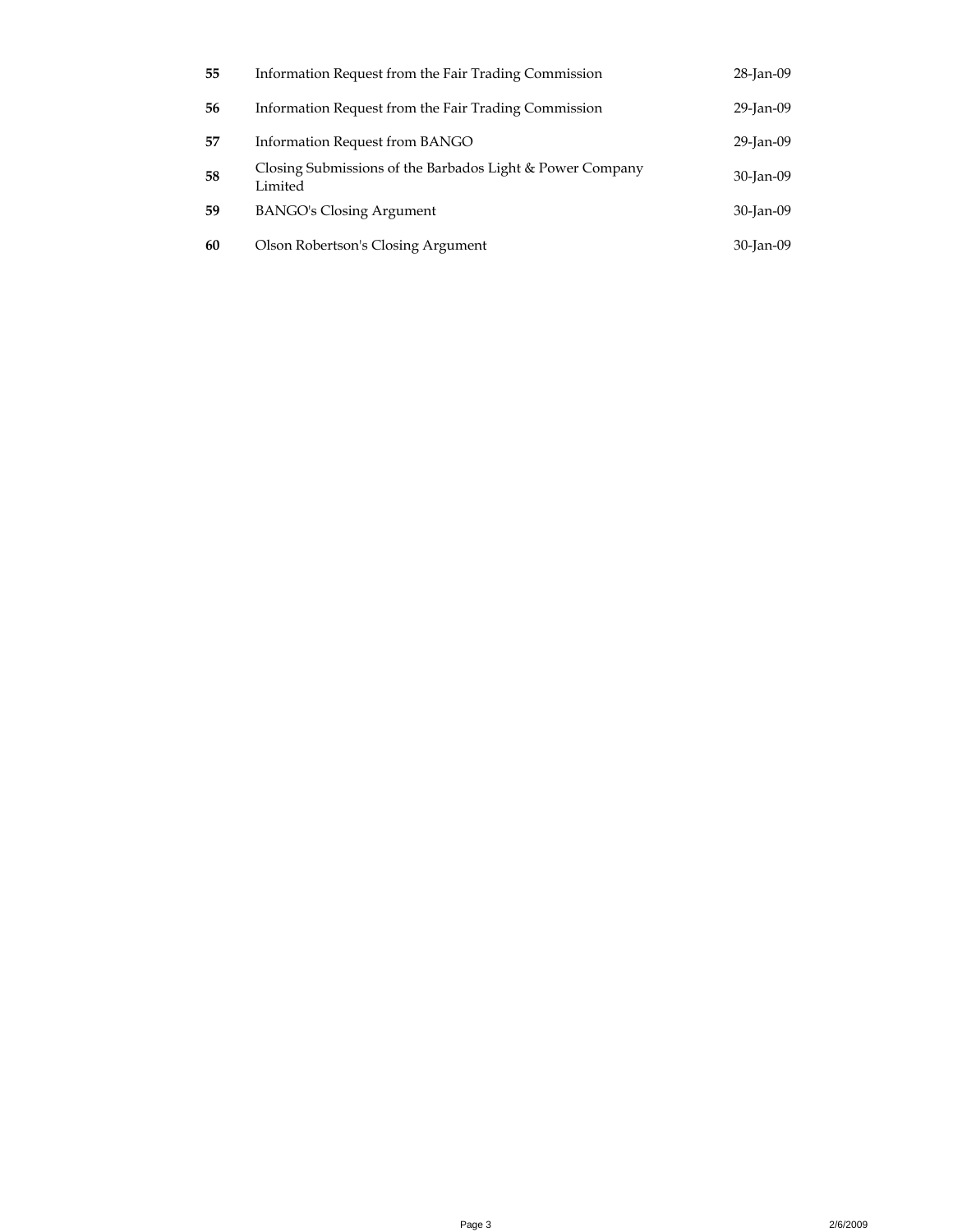| | | |
|---|---|---|
| **55** | Information Request from the Fair Trading Commission | 28-Jan-09 |
| **56** | Information Request from the Fair Trading Commission | 29-Jan-09 |
| **57** | Information Request from BANGO | 29-Jan-09 |
| **58** | Closing Submissions of the Barbados Light & Power Company Limited | 30-Jan-09 |
| **59** | BANGO's Closing Argument | 30-Jan-09 |
| **60** | Olson Robertson's Closing Argument | 30-Jan-09 |